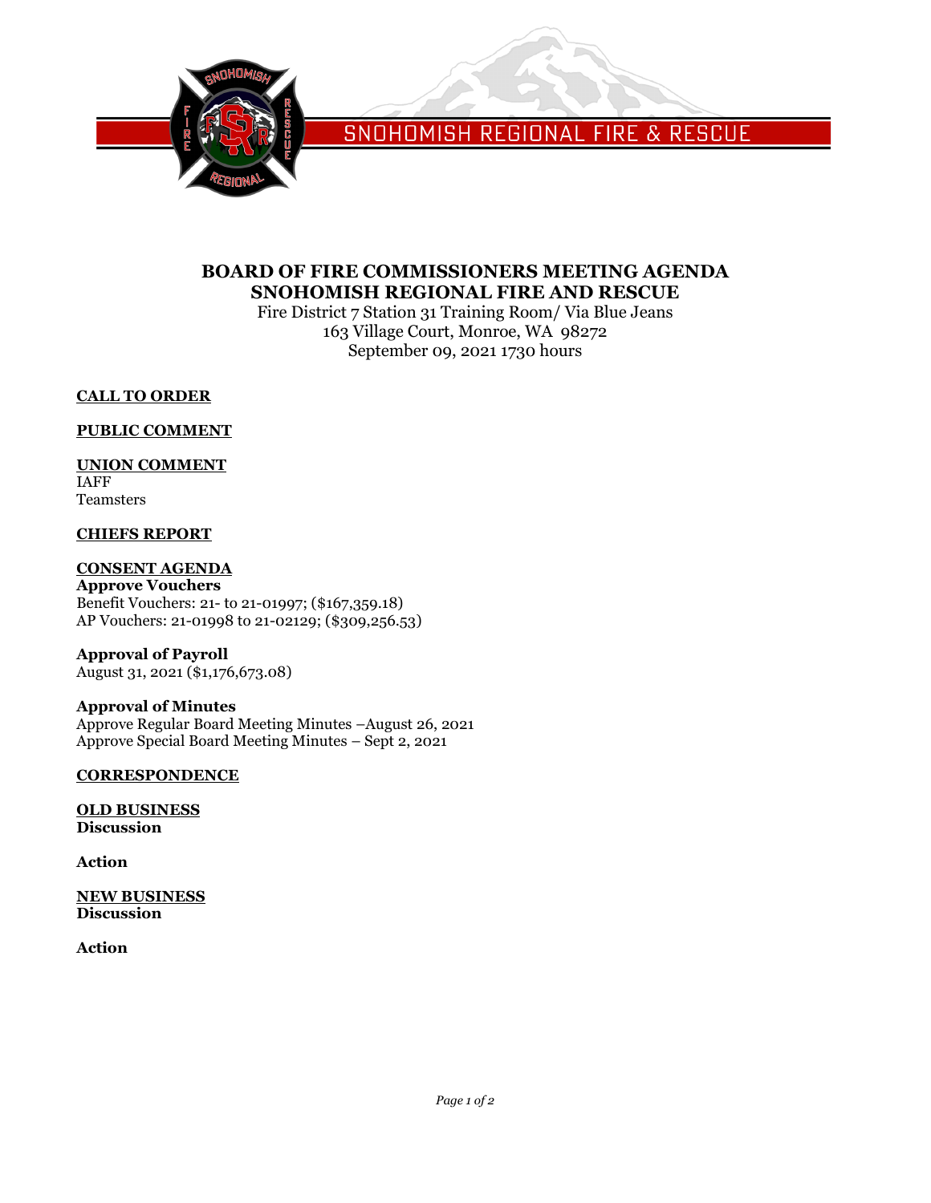SNOHOMISH REGIONAL FIRE & RESCUE

# BOARD OF FIRE COMMISSIONERS MEETING AGENDA
# SNOHOMISH REGIONAL FIRE AND RESCUE

Fire District 7 Station 31 Training Room/ Via Blue Jeans
163 Village Court, Monroe, WA 98272
September 09, 2021 1730 hours

## CALL TO ORDER

## PUBLIC COMMENT

## UNION COMMENT

IAFF
Teamsters

## CHIEFS REPORT

## CONSENT AGENDA

**Approve Vouchers**
Benefit Vouchers: 21- to 21-01997; ($167,359.18)
AP Vouchers: 21-01998 to 21-02129; ($309,256.53)

**Approval of Payroll**
August 31, 2021 ($1,176,673.08)

**Approval of Minutes**
Approve Regular Board Meeting Minutes –August 26, 2021
Approve Special Board Meeting Minutes – Sept 2, 2021

## CORRESPONDENCE

## OLD BUSINESS

**Discussion**

**Action**

## NEW BUSINESS

**Discussion**

**Action**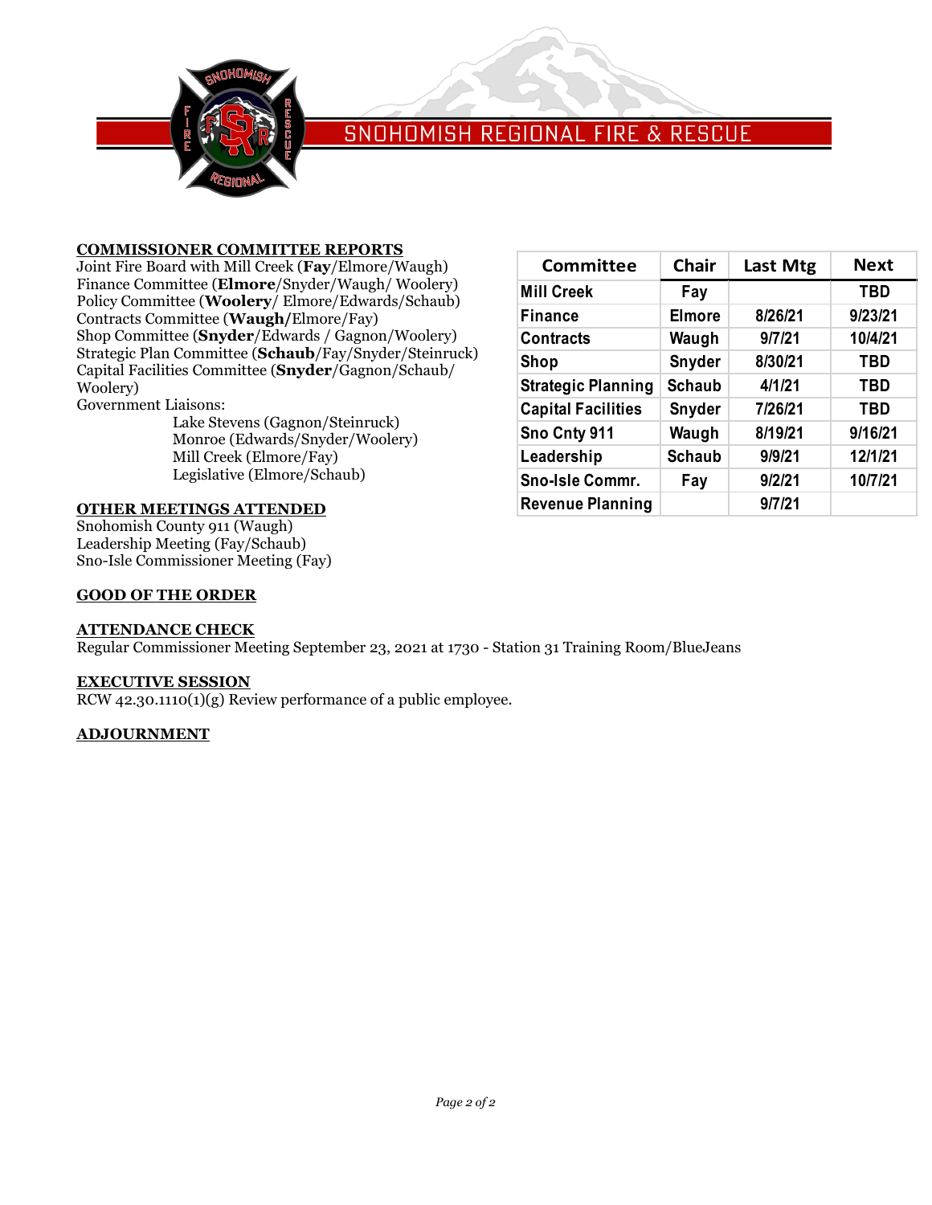SNOHOMISH REGIONAL FIRE & RESCUE

**COMMISSIONER COMMITTEE REPORTS**

Joint Fire Board with Mill Creek (**Fay**/Elmore/Waugh)
Finance Committee (**Elmore**/Snyder/Waugh/ Woolery)
Policy Committee (**Woolery**/ Elmore/Edwards/Schaub)
Contracts Committee (**Waugh/**Elmore/Fay)
Shop Committee (**Snyder**/Edwards / Gagnon/Woolery)
Strategic Plan Committee (**Schaub**/Fay/Snyder/Steinruck)
Capital Facilities Committee (**Snyder**/Gagnon/Schaub/ Woolery)
Government Liaisons:

Lake Stevens (Gagnon/Steinruck)
Monroe (Edwards/Snyder/Woolery)
Mill Creek (Elmore/Fay)
Legislative (Elmore/Schaub)

| Committee | Chair | Last Mtg | Next |
|---|---|---|---|
| Mill Creek | Fay | | TBD |
| Finance | Elmore | 8/26/21 | 9/23/21 |
| Contracts | Waugh | 9/7/21 | 10/4/21 |
| Shop | Snyder | 8/30/21 | TBD |
| Strategic Planning | Schaub | 4/1/21 | TBD |
| Capital Facilities | Snyder | 7/26/21 | TBD |
| Sno Cnty 911 | Waugh | 8/19/21 | 9/16/21 |
| Leadership | Schaub | 9/9/21 | 12/1/21 |
| Sno-Isle Commr. | Fay | 9/2/21 | 10/7/21 |
| Revenue Planning | | 9/7/21 | |

**OTHER MEETINGS ATTENDED**

Snohomish County 911 (Waugh)
Leadership Meeting (Fay/Schaub)
Sno-Isle Commissioner Meeting (Fay)

**GOOD OF THE ORDER**

**ATTENDANCE CHECK**

Regular Commissioner Meeting September 23, 2021 at 1730 - Station 31 Training Room/BlueJeans

**EXECUTIVE SESSION**

RCW 42.30.1110(1)(g) Review performance of a public employee.

**ADJOURNMENT**